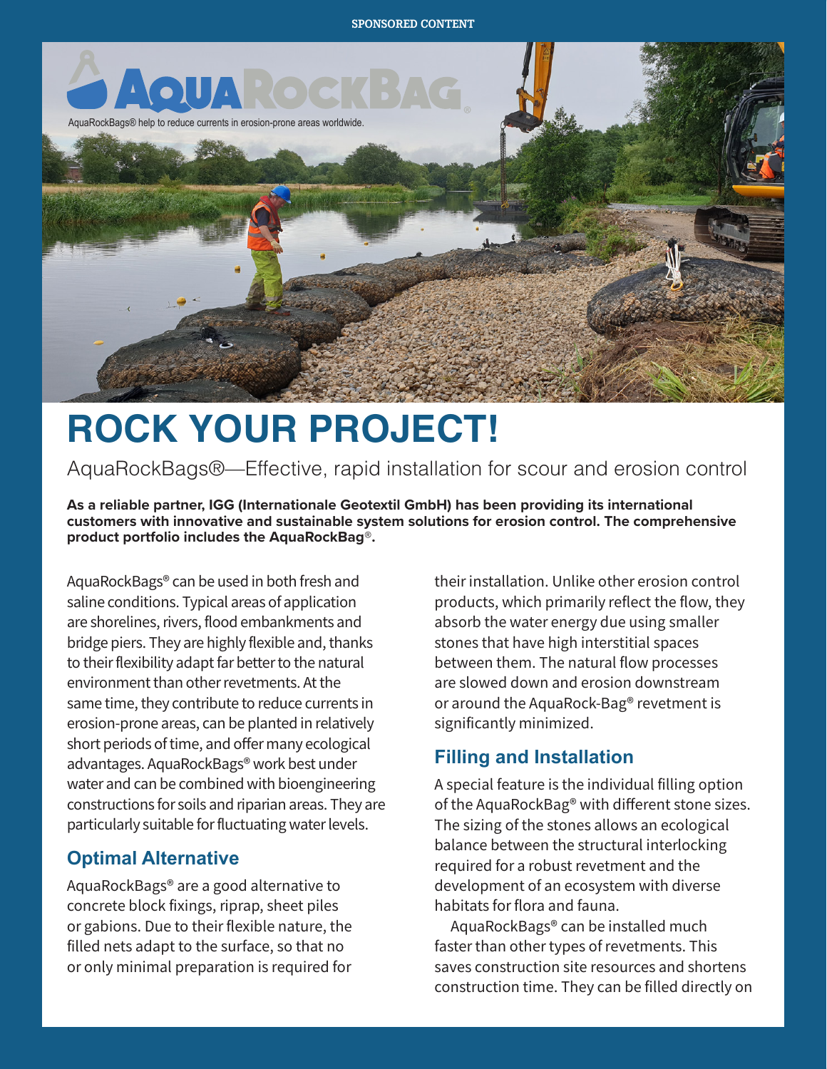SPONSORED CONTENT

AquaRockBags® help to reduce currents in erosion-prone areas worldwide.

# ROCK YOUR PROJECT!

AquaRockBags®—Effective, rapid installation for scour and erosion control

**As a reliable partner, IGG (Internationale Geotextil GmbH) has been providing its international customers with innovative and sustainable system solutions for erosion control. The comprehensive product portfolio includes the AquaRockBag®.**

AquaRockBags® can be used in both fresh and saline conditions. Typical areas of application are shorelines, rivers, flood embankments and bridge piers. They are highly flexible and, thanks to their flexibility adapt far better to the natural environment than other revetments. At the same time, they contribute to reduce currents in erosion-prone areas, can be planted in relatively short periods of time, and offer many ecological advantages. AquaRockBags® work best under water and can be combined with bioengineering constructions for soils and riparian areas. They are particularly suitable for fluctuating water levels.

## Optimal Alternative

AquaRockBags® are a good alternative to concrete block fixings, riprap, sheet piles or gabions. Due to their flexible nature, the filled nets adapt to the surface, so that no or only minimal preparation is required for their installation. Unlike other erosion control products, which primarily reflect the flow, they absorb the water energy due using smaller stones that have high interstitial spaces between them. The natural flow processes are slowed down and erosion downstream or around the AquaRock-Bag® revetment is significantly minimized.

## Filling and Installation

A special feature is the individual filling option of the AquaRockBag® with different stone sizes. The sizing of the stones allows an ecological balance between the structural interlocking required for a robust revetment and the development of an ecosystem with diverse habitats for flora and fauna.

AquaRockBags® can be installed much faster than other types of revetments. This saves construction site resources and shortens construction time. They can be filled directly on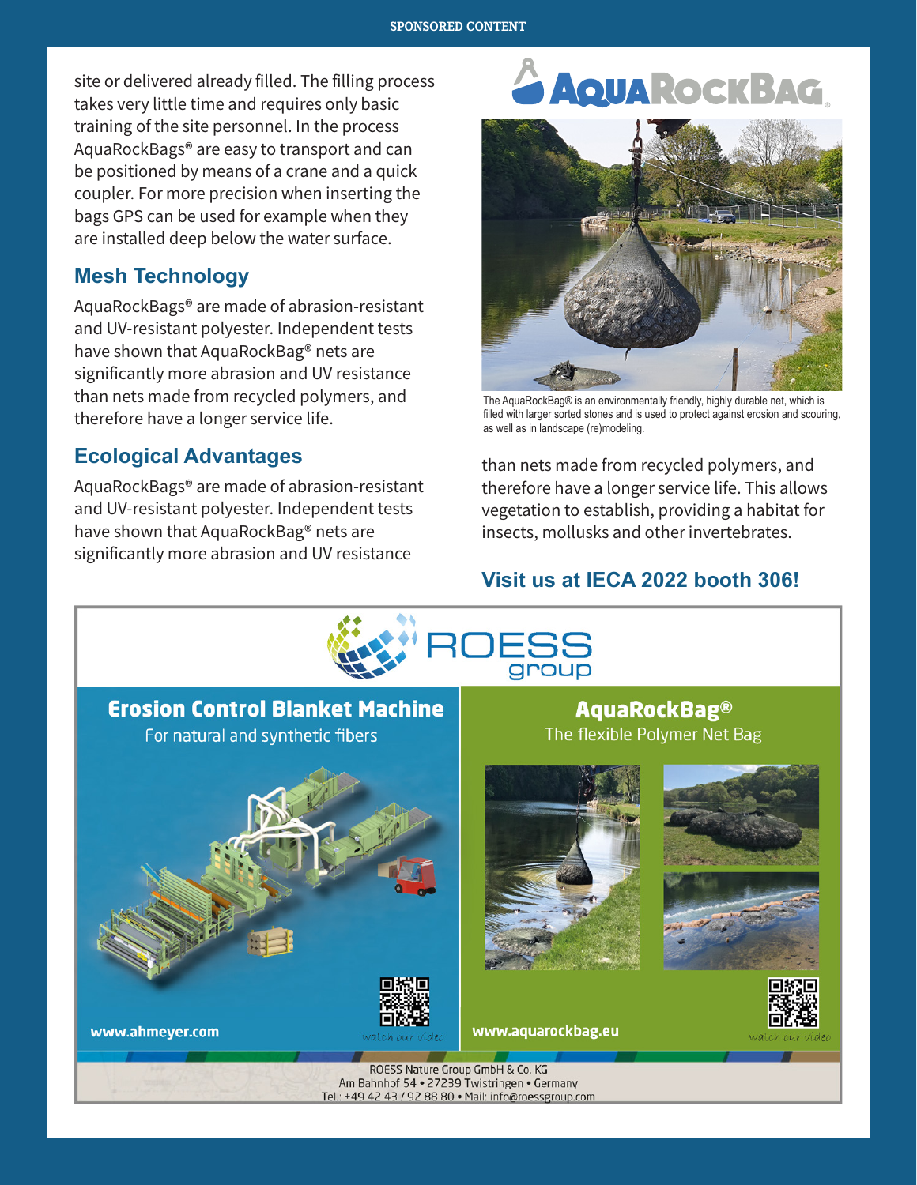site or delivered already filled. The filling process takes very little time and requires only basic training of the site personnel. In the process AquaRockBags® are easy to transport and can be positioned by means of a crane and a quick coupler. For more precision when inserting the bags GPS can be used for example when they are installed deep below the water surface.

## Mesh Technology

AquaRockBags® are made of abrasion-resistant and UV-resistant polyester. Independent tests have shown that AquaRockBag® nets are significantly more abrasion and UV resistance than nets made from recycled polymers, and therefore have a longer service life.

## Ecological Advantages

AquaRockBags® are made of abrasion-resistant and UV-resistant polyester. Independent tests have shown that AquaRockBag® nets are significantly more abrasion and UV resistance than nets made from recycled polymers, and therefore have a longer service life. This allows vegetation to establish, providing a habitat for insects, mollusks and other invertebrates.

AQUAROCKBAG

The AquaRockBag® is an environmentally friendly, highly durable net, which is filled with larger sorted stones and is used to protect against erosion and scouring, as well as in landscape (re)modeling.

**Visit us at IECA 2022 booth 306!**

ROESS group

**Erosion Control Blanket Machine**

For natural and synthetic fibers

www.ahmeyer.com

watch our video

**AquaRockBag®**

The flexible Polymer Net Bag

www.aquarockbag.eu

watch our video

ROESS Nature Group GmbH & Co. KG
Am Bahnhof 54 • 27239 Twistringen • Germany
Tel.: +49 42 43 / 92 88 80 • Mail: info@roessgroup.com